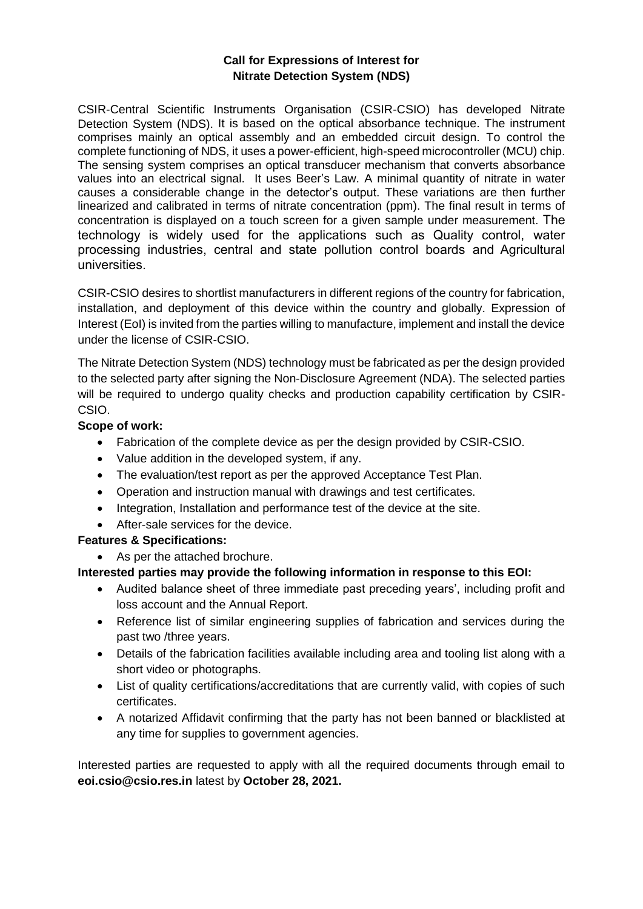# Call for Expressions of Interest for Nitrate Detection System (NDS)

CSIR-Central Scientific Instruments Organisation (CSIR-CSIO) has developed Nitrate Detection System (NDS). It is based on the optical absorbance technique. The instrument comprises mainly an optical assembly and an embedded circuit design. To control the complete functioning of NDS, it uses a power-efficient, high-speed microcontroller (MCU) chip. The sensing system comprises an optical transducer mechanism that converts absorbance values into an electrical signal. It uses Beer's Law. A minimal quantity of nitrate in water causes a considerable change in the detector's output. These variations are then further linearized and calibrated in terms of nitrate concentration (ppm). The final result in terms of concentration is displayed on a touch screen for a given sample under measurement. The technology is widely used for the applications such as Quality control, water processing industries, central and state pollution control boards and Agricultural universities.

CSIR-CSIO desires to shortlist manufacturers in different regions of the country for fabrication, installation, and deployment of this device within the country and globally. Expression of Interest (EoI) is invited from the parties willing to manufacture, implement and install the device under the license of CSIR-CSIO.

The Nitrate Detection System (NDS) technology must be fabricated as per the design provided to the selected party after signing the Non-Disclosure Agreement (NDA). The selected parties will be required to undergo quality checks and production capability certification by CSIR-CSIO.

**Scope of work:**

- Fabrication of the complete device as per the design provided by CSIR-CSIO.
- Value addition in the developed system, if any.
- The evaluation/test report as per the approved Acceptance Test Plan.
- Operation and instruction manual with drawings and test certificates.
- Integration, Installation and performance test of the device at the site.
- After-sale services for the device.

**Features & Specifications:**

- As per the attached brochure.

**Interested parties may provide the following information in response to this EOI:**

- Audited balance sheet of three immediate past preceding years', including profit and loss account and the Annual Report.
- Reference list of similar engineering supplies of fabrication and services during the past two /three years.
- Details of the fabrication facilities available including area and tooling list along with a short video or photographs.
- List of quality certifications/accreditations that are currently valid, with copies of such certificates.
- A notarized Affidavit confirming that the party has not been banned or blacklisted at any time for supplies to government agencies.

Interested parties are requested to apply with all the required documents through email to **eoi.csio@csio.res.in** latest by **October 28, 2021.**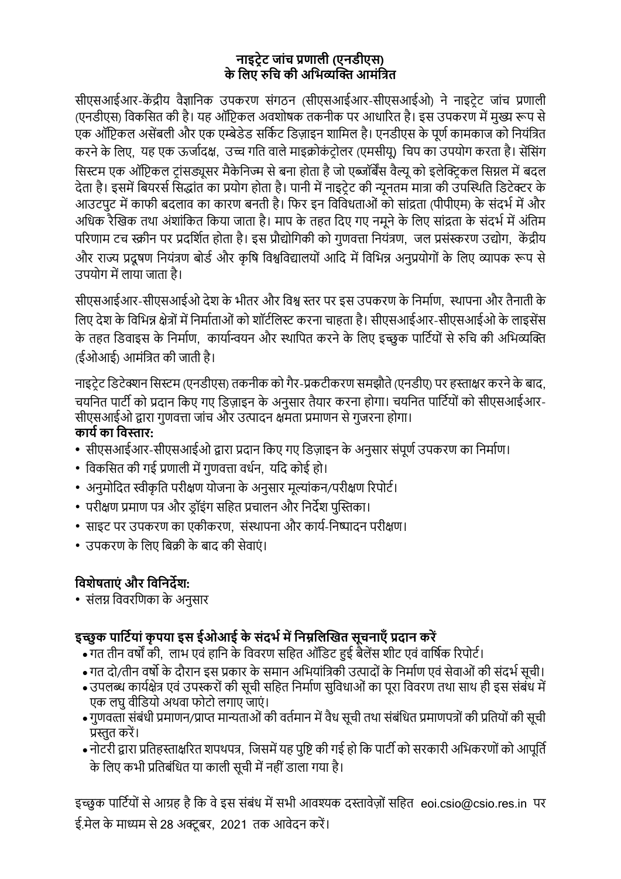# नाइट्रेट जांच प्रणाली (एनडीएस) के लिए रुचि की अभिव्यक्ति आमंत्रित

सीएसआईआर-केंद्रीय वैज्ञानिक उपकरण संगठन (सीएसआईआर-सीएसआईओ) ने नाइट्रेट जांच प्रणाली (एनडीएस) विकसित की है। यह ऑप्टिकल अवशोषक तकनीक पर आधारित है। इस उपकरण में मुख्य रूप से एक ऑप्टिकल असेंबली और एक एम्बेडेड सर्किट डिज़ाइन शामिल है। एनडीएस के पूर्ण कामकाज को नियंत्रित करने के लिए, यह एक ऊर्जादक्ष, उच्च गति वाले माइक्रोकंट्रोलर (एमसीयू) चिप का उपयोग करता है। सेंसिंग सिस्टम एक ऑप्टिकल ट्रांसड्यूसर मैकेनिज्म से बना होता है जो एब्जॉर्बेंस वैल्यू को इलेक्ट्रिकल सिग्नल में बदल देता है। इसमें बियरर्स सिद्धांत का प्रयोग होता है। पानी में नाइट्रेट की न्यूनतम मात्रा की उपस्थिति डिटेक्टर के आउटपुट में काफी बदलाव का कारण बनती है। फिर इन विविधताओं को सांद्रता (पीपीएम) के संदर्भ में और अधिक रैखिक तथा अंशांकित किया जाता है। माप के तहत दिए गए नमूने के लिए सांद्रता के संदर्भ में अंतिम परिणाम टच स्क्रीन पर प्रदर्शित होता है। इस प्रौद्योगिकी को गुणवत्ता नियंत्रण, जल प्रसंस्करण उद्योग, केंद्रीय और राज्य प्रदूषण नियंत्रण बोर्ड और कृषि विश्वविद्यालयों आदि में विभिन्न अनुप्रयोगों के लिए व्यापक रूप से उपयोग में लाया जाता है।

सीएसआईआर-सीएसआईओ देश के भीतर और विश्व स्तर पर इस उपकरण के निर्माण, स्थापना और तैनाती के लिए देश के विभिन्न क्षेत्रों में निर्माताओं को शॉर्टलिस्ट करना चाहता है। सीएसआईआर-सीएसआईओ के लाइसेंस के तहत डिवाइस के निर्माण, कार्यान्वयन और स्थापित करने के लिए इच्छुक पार्टियों से रुचि की अभिव्यक्ति (ईओआई) आमंत्रित की जाती है।

नाइट्रेट डिटेक्शन सिस्टम (एनडीएस) तकनीक को गैर-प्रकटीकरण समझौते (एनडीए) पर हस्ताक्षर करने के बाद, चयनित पार्टी को प्रदान किए गए डिज़ाइन के अनुसार तैयार करना होगा। चयनित पार्टियों को सीएसआईआर-सीएसआईओ द्वारा गुणवत्ता जांच और उत्पादन क्षमता प्रमाणन से गुजरना होगा।

**कार्य का विस्तार:**

- सीएसआईआर-सीएसआईओ द्वारा प्रदान किए गए डिज़ाइन के अनुसार संपूर्ण उपकरण का निर्माण।
- विकसित की गई प्रणाली में गुणवत्ता वर्धन, यदि कोई हो।
- अनुमोदित स्वीकृति परीक्षण योजना के अनुसार मूल्यांकन/परीक्षण रिपोर्ट।
- परीक्षण प्रमाण पत्र और ड्रॉइंग सहित प्रचालन और निर्देश पुस्तिका।
- साइट पर उपकरण का एकीकरण, संस्थापना और कार्य-निष्पादन परीक्षण।
- उपकरण के लिए बिक्री के बाद की सेवाएं।

**विशेषताएं और विनिर्देश:**

- संलग्न विवरणिका के अनुसार

**इच्छुक पार्टियां कृपया इस ईओआई के संदर्भ में निम्नलिखित सूचनाएँ प्रदान करें**

- गत तीन वर्षों की, लाभ एवं हानि के विवरण सहित ऑडिट हुई बैलेंस शीट एवं वार्षिक रिपोर्ट।
- गत दो/तीन वर्षों के दौरान इस प्रकार के समान अभियांत्रिकी उत्पादों के निर्माण एवं सेवाओं की संदर्भ सूची।
- उपलब्ध कार्यक्षेत्र एवं उपस्करों की सूची सहित निर्माण सुविधाओं का पूरा विवरण तथा साथ ही इस संबंध में एक लघु वीडियो अथवा फोटो लगाए जाएं।
- गुणवत्ता संबंधी प्रमाणन/प्राप्त मान्यताओं की वर्तमान में वैध सूची तथा संबंधित प्रमाणपत्रों की प्रतियों की सूची प्रस्तुत करें।
- नोटरी द्वारा प्रतिहस्ताक्षरित शपथपत्र, जिसमें यह पुष्टि की गई हो कि पार्टी को सरकारी अभिकरणों को आपूर्ति के लिए कभी प्रतिबंधित या काली सूची में नहीं डाला गया है।

इच्छुक पार्टियों से आग्रह है कि वे इस संबंध में सभी आवश्यक दस्तावेज़ों सहित eoi.csio@csio.res.in पर ई.मेल के माध्यम से 28 अक्टूबर, 2021 तक आवेदन करें।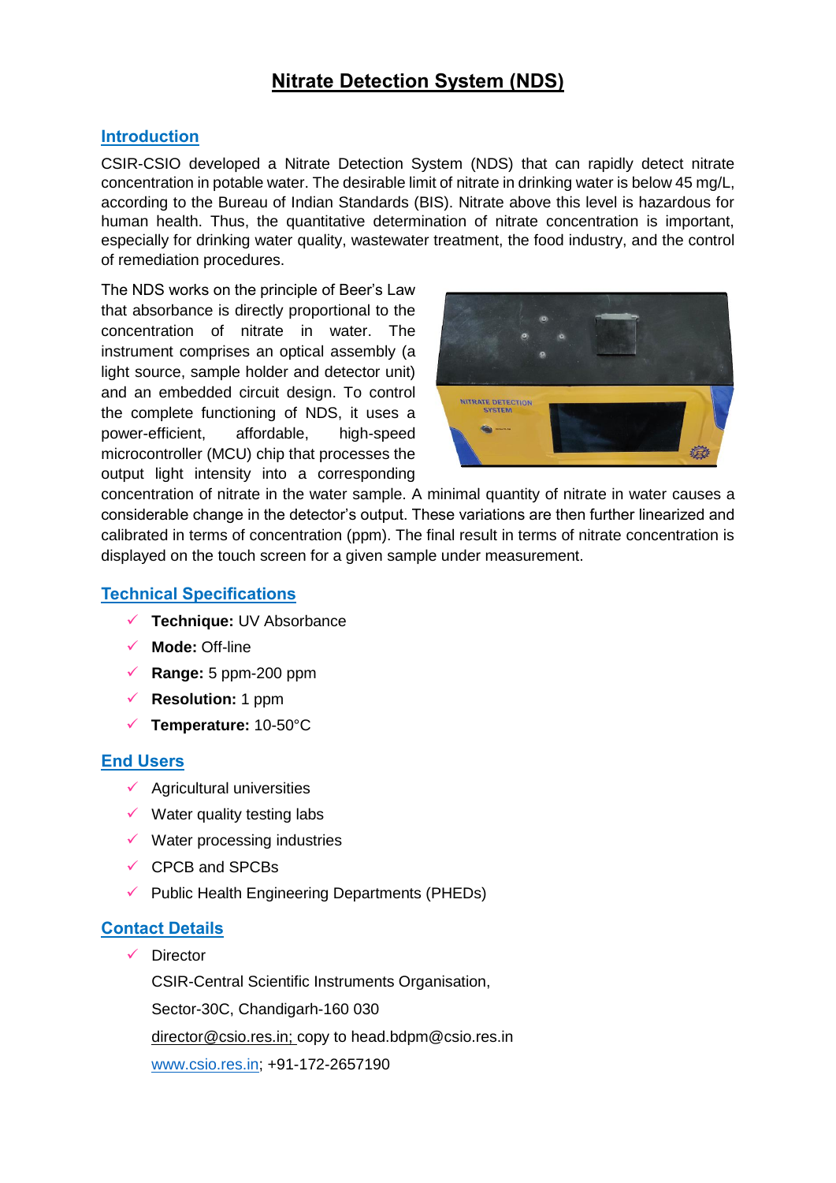# Nitrate Detection System (NDS)

## Introduction

CSIR-CSIO developed a Nitrate Detection System (NDS) that can rapidly detect nitrate concentration in potable water. The desirable limit of nitrate in drinking water is below 45 mg/L, according to the Bureau of Indian Standards (BIS). Nitrate above this level is hazardous for human health. Thus, the quantitative determination of nitrate concentration is important, especially for drinking water quality, wastewater treatment, the food industry, and the control of remediation procedures.

The NDS works on the principle of Beer's Law that absorbance is directly proportional to the concentration of nitrate in water. The instrument comprises an optical assembly (a light source, sample holder and detector unit) and an embedded circuit design. To control the complete functioning of NDS, it uses a power-efficient, affordable, high-speed microcontroller (MCU) chip that processes the output light intensity into a corresponding concentration of nitrate in the water sample. A minimal quantity of nitrate in water causes a considerable change in the detector's output. These variations are then further linearized and calibrated in terms of concentration (ppm). The final result in terms of nitrate concentration is displayed on the touch screen for a given sample under measurement.

## Technical Specifications

- **Technique:** UV Absorbance
- **Mode:** Off-line
- **Range:** 5 ppm-200 ppm
- **Resolution:** 1 ppm
- **Temperature:** 10-50°C

## End Users

- Agricultural universities
- Water quality testing labs
- Water processing industries
- CPCB and SPCBs
- Public Health Engineering Departments (PHEDs)

## Contact Details

- Director

  CSIR-Central Scientific Instruments Organisation,

  Sector-30C, Chandigarh-160 030

  director@csio.res.in; copy to head.bdpm@csio.res.in

  www.csio.res.in; +91-172-2657190